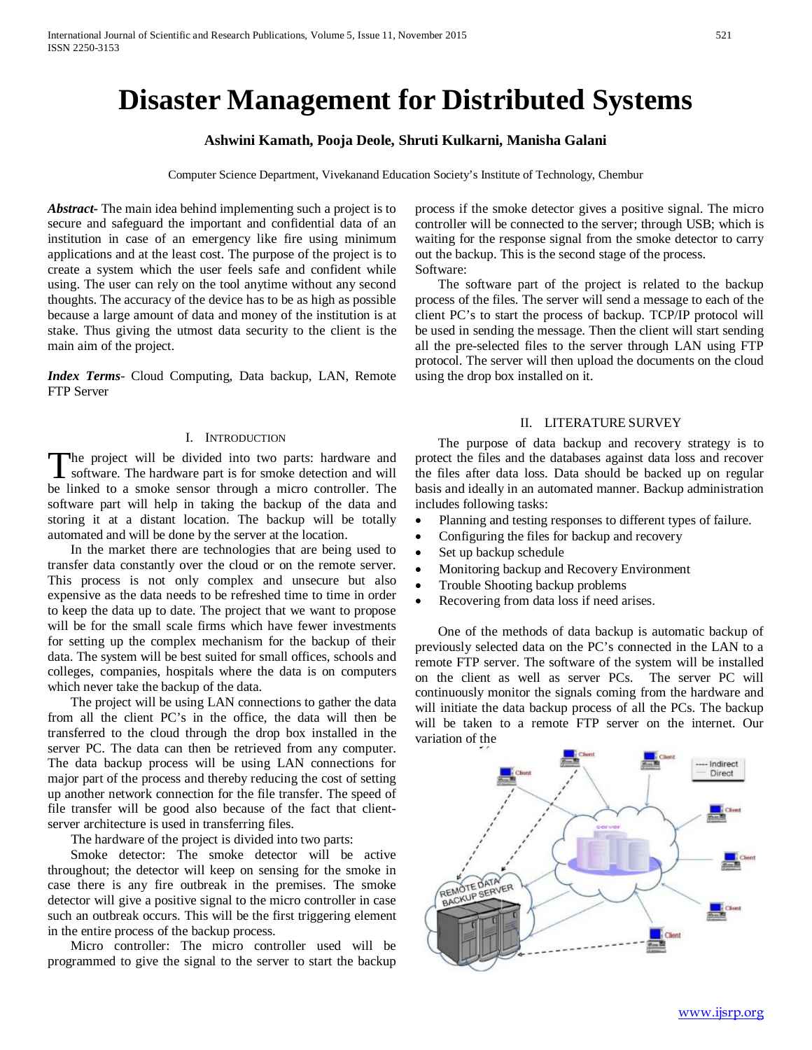# Disaster Management for Distributed Systems

**Ashwini Kamath, Pooja Deole, Shruti Kulkarni, Manisha Galani**

Computer Science Department, Vivekanand Education Society's Institute of Technology, Chembur

***Abstract***- The main idea behind implementing such a project is to secure and safeguard the important and confidential data of an institution in case of an emergency like fire using minimum applications and at the least cost. The purpose of the project is to create a system which the user feels safe and confident while using. The user can rely on the tool anytime without any second thoughts. The accuracy of the device has to be as high as possible because a large amount of data and money of the institution is at stake. Thus giving the utmost data security to the client is the main aim of the project.

***Index Terms***- Cloud Computing, Data backup, LAN, Remote FTP Server

## I. Introduction

The project will be divided into two parts: hardware and software. The hardware part is for smoke detection and will be linked to a smoke sensor through a micro controller. The software part will help in taking the backup of the data and storing it at a distant location. The backup will be totally automated and will be done by the server at the location.

In the market there are technologies that are being used to transfer data constantly over the cloud or on the remote server. This process is not only complex and unsecure but also expensive as the data needs to be refreshed time to time in order to keep the data up to date. The project that we want to propose will be for the small scale firms which have fewer investments for setting up the complex mechanism for the backup of their data. The system will be best suited for small offices, schools and colleges, companies, hospitals where the data is on computers which never take the backup of the data.

The project will be using LAN connections to gather the data from all the client PC's in the office, the data will then be transferred to the cloud through the drop box installed in the server PC. The data can then be retrieved from any computer. The data backup process will be using LAN connections for major part of the process and thereby reducing the cost of setting up another network connection for the file transfer. The speed of file transfer will be good also because of the fact that client-server architecture is used in transferring files.

The hardware of the project is divided into two parts:

Smoke detector: The smoke detector will be active throughout; the detector will keep on sensing for the smoke in case there is any fire outbreak in the premises. The smoke detector will give a positive signal to the micro controller in case such an outbreak occurs. This will be the first triggering element in the entire process of the backup process.

Micro controller: The micro controller used will be programmed to give the signal to the server to start the backup process if the smoke detector gives a positive signal. The micro controller will be connected to the server; through USB; which is waiting for the response signal from the smoke detector to carry out the backup. This is the second stage of the process.

Software:

The software part of the project is related to the backup process of the files. The server will send a message to each of the client PC's to start the process of backup. TCP/IP protocol will be used in sending the message. Then the client will start sending all the pre-selected files to the server through LAN using FTP protocol. The server will then upload the documents on the cloud using the drop box installed on it.

## II. Literature Survey

The purpose of data backup and recovery strategy is to protect the files and the databases against data loss and recover the files after data loss. Data should be backed up on regular basis and ideally in an automated manner. Backup administration includes following tasks:

- Planning and testing responses to different types of failure.
- Configuring the files for backup and recovery
- Set up backup schedule
- Monitoring backup and Recovery Environment
- Trouble Shooting backup problems
- Recovering from data loss if need arises.

One of the methods of data backup is automatic backup of previously selected data on the PC's connected in the LAN to a remote FTP server. The software of the system will be installed on the client as well as server PCs. The server PC will continuously monitor the signals coming from the hardware and will initiate the data backup process of all the PCs. The backup will be taken to a remote FTP server on the internet. Our variation of the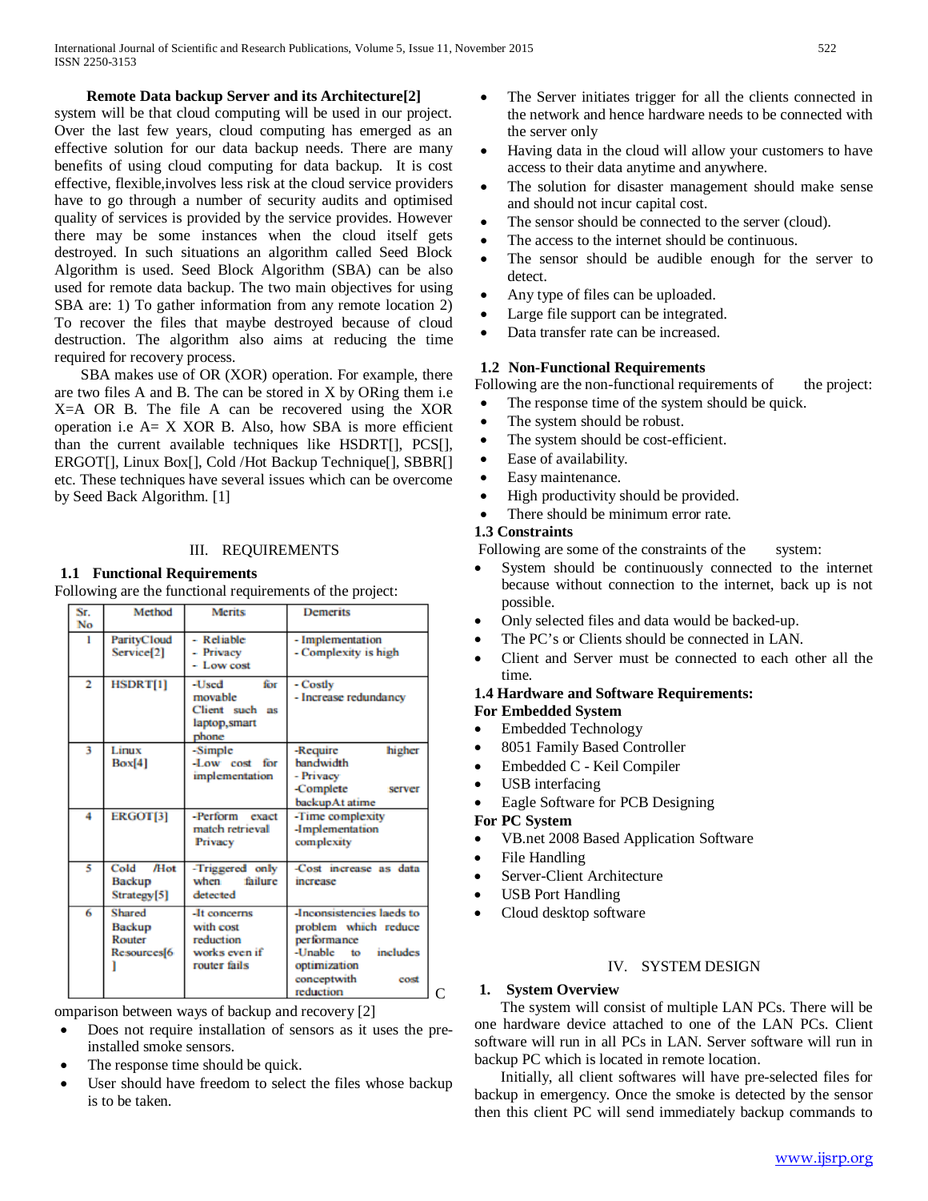**Remote Data backup Server and its Architecture[2]**

system will be that cloud computing will be used in our project. Over the last few years, cloud computing has emerged as an effective solution for our data backup needs. There are many benefits of using cloud computing for data backup. It is cost effective, flexible,involves less risk at the cloud service providers have to go through a number of security audits and optimised quality of services is provided by the service provides. However there may be some instances when the cloud itself gets destroyed. In such situations an algorithm called Seed Block Algorithm is used. Seed Block Algorithm (SBA) can be also used for remote data backup. The two main objectives for using SBA are: 1) To gather information from any remote location 2) To recover the files that maybe destroyed because of cloud destruction. The algorithm also aims at reducing the time required for recovery process.

SBA makes use of OR (XOR) operation. For example, there are two files A and B. The can be stored in X by ORing them i.e X=A OR B. The file A can be recovered using the XOR operation i.e A= X XOR B. Also, how SBA is more efficient than the current available techniques like HSDRT[], PCS[], ERGOT[], Linux Box[], Cold /Hot Backup Technique[], SBBR[] etc. These techniques have several issues which can be overcome by Seed Back Algorithm. [1]

# III. REQUIREMENTS

## 1.1 Functional Requirements

Following are the functional requirements of the project:

| Sr. No | Method | Merits | Demerits |
|---|---|---|---|
| 1 | ParityCloud Service[2] | - Reliable<br>- Privacy<br>- Low cost | - Implementation<br>- Complexity is high |
| 2 | HSDRT[1] | -Used for movable Client such as laptop,smart phone | - Costly<br>- Increase redundancy |
| 3 | Linux Box[4] | -Simple<br>-Low cost for implementation | -Require higher bandwidth<br>- Privacy<br>-Complete server backupAt atime |
| 4 | ERGOT[3] | -Perform exact match retrieval Privacy | -Time complexity<br>-Implementation complexity |
| 5 | Cold /Hot Backup Strategy[5] | -Triggered only when failure detected | -Cost increase as data increase |
| 6 | Shared Backup Router Resources[6] | -It concerns with cost reduction works even if router fails | -Inconsistencies laeds to problem which reduce performance<br>-Unable to includes optimization conceptwith cost reduction |

Comparison between ways of backup and recovery [2]

- Does not require installation of sensors as it uses the pre-installed smoke sensors.
- The response time should be quick.
- User should have freedom to select the files whose backup is to be taken.
- The Server initiates trigger for all the clients connected in the network and hence hardware needs to be connected with the server only
- Having data in the cloud will allow your customers to have access to their data anytime and anywhere.
- The solution for disaster management should make sense and should not incur capital cost.
- The sensor should be connected to the server (cloud).
- The access to the internet should be continuous.
- The sensor should be audible enough for the server to detect.
- Any type of files can be uploaded.
- Large file support can be integrated.
- Data transfer rate can be increased.

## 1.2 Non-Functional Requirements

Following are the non-functional requirements of the project:

- The response time of the system should be quick.
- The system should be robust.
- The system should be cost-efficient.
- Ease of availability.
- Easy maintenance.
- High productivity should be provided.
- There should be minimum error rate.

## 1.3 Constraints

Following are some of the constraints of the system:

- System should be continuously connected to the internet because without connection to the internet, back up is not possible.
- Only selected files and data would be backed-up.
- The PC's or Clients should be connected in LAN.
- Client and Server must be connected to each other all the time.

## 1.4 Hardware and Software Requirements:

**For Embedded System**

- Embedded Technology
- 8051 Family Based Controller
- Embedded C - Keil Compiler
- USB interfacing
- Eagle Software for PCB Designing

**For PC System**

- VB.net 2008 Based Application Software
- File Handling
- Server-Client Architecture
- USB Port Handling
- Cloud desktop software

# IV. SYSTEM DESIGN

## 1. System Overview

The system will consist of multiple LAN PCs. There will be one hardware device attached to one of the LAN PCs. Client software will run in all PCs in LAN. Server software will run in backup PC which is located in remote location.

Initially, all client softwares will have pre-selected files for backup in emergency. Once the smoke is detected by the sensor then this client PC will send immediately backup commands to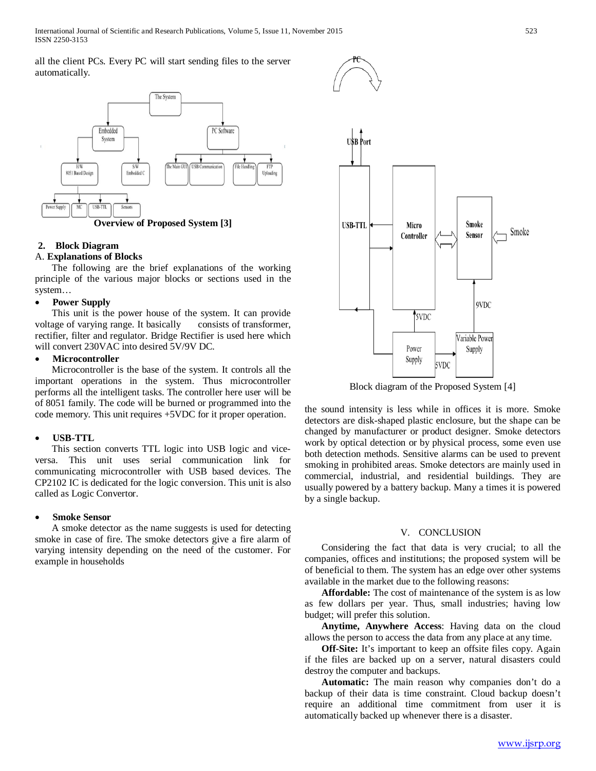all the client PCs. Every PC will start sending files to the server automatically.

**Overview of Proposed System [3]**

## 2. Block Diagram

### A. Explanations of Blocks

The following are the brief explanations of the working principle of the various major blocks or sections used in the system…

- **Power Supply**

This unit is the power house of the system. It can provide voltage of varying range. It basically consists of transformer, rectifier, filter and regulator. Bridge Rectifier is used here which will convert 230VAC into desired 5V/9V DC.

- **Microcontroller**

Microcontroller is the base of the system. It controls all the important operations in the system. Thus microcontroller performs all the intelligent tasks. The controller here user will be of 8051 family. The code will be burned or programmed into the code memory. This unit requires +5VDC for it proper operation.

- **USB-TTL**

This section converts TTL logic into USB logic and vice-versa. This unit uses serial communication link for communicating microcontroller with USB based devices. The CP2102 IC is dedicated for the logic conversion. This unit is also called as Logic Convertor.

- **Smoke Sensor**

A smoke detector as the name suggests is used for detecting smoke in case of fire. The smoke detectors give a fire alarm of varying intensity depending on the need of the customer. For example in households the sound intensity is less while in offices it is more. Smoke detectors are disk-shaped plastic enclosure, but the shape can be changed by manufacturer or product designer. Smoke detectors work by optical detection or by physical process, some even use both detection methods. Sensitive alarms can be used to prevent smoking in prohibited areas. Smoke detectors are mainly used in commercial, industrial, and residential buildings. They are usually powered by a battery backup. Many a times it is powered by a single backup.

Block diagram of the Proposed System [4]

# V. CONCLUSION

Considering the fact that data is very crucial; to all the companies, offices and institutions; the proposed system will be of beneficial to them. The system has an edge over other systems available in the market due to the following reasons:

**Affordable:** The cost of maintenance of the system is as low as few dollars per year. Thus, small industries; having low budget; will prefer this solution.

**Anytime, Anywhere Access**: Having data on the cloud allows the person to access the data from any place at any time.

**Off-Site:** It's important to keep an offsite files copy. Again if the files are backed up on a server, natural disasters could destroy the computer and backups.

**Automatic:** The main reason why companies don't do a backup of their data is time constraint. Cloud backup doesn't require an additional time commitment from user it is automatically backed up whenever there is a disaster.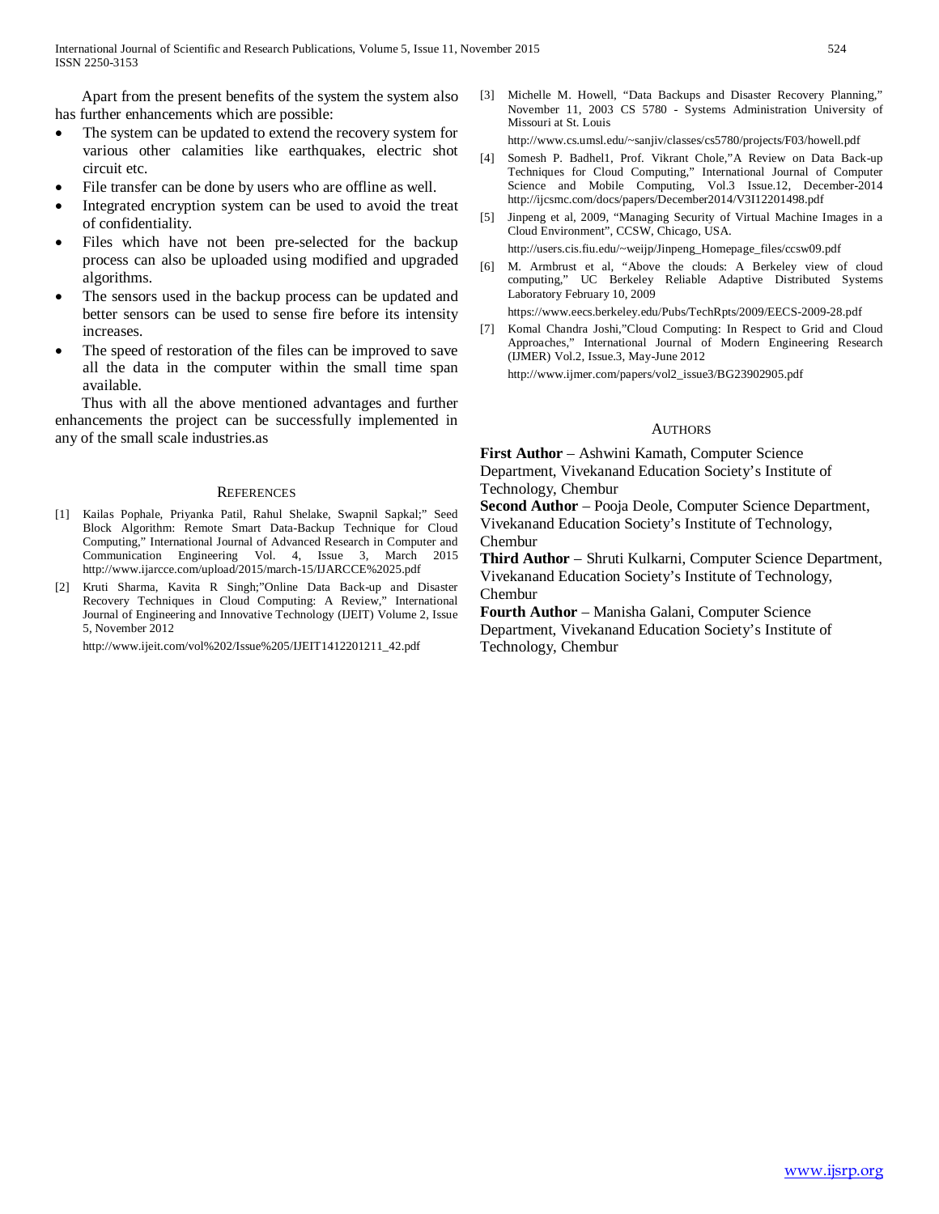Apart from the present benefits of the system the system also has further enhancements which are possible:

- The system can be updated to extend the recovery system for various other calamities like earthquakes, electric shot circuit etc.
- File transfer can be done by users who are offline as well.
- Integrated encryption system can be used to avoid the treat of confidentiality.
- Files which have not been pre-selected for the backup process can also be uploaded using modified and upgraded algorithms.
- The sensors used in the backup process can be updated and better sensors can be used to sense fire before its intensity increases.
- The speed of restoration of the files can be improved to save all the data in the computer within the small time span available.

Thus with all the above mentioned advantages and further enhancements the project can be successfully implemented in any of the small scale industries.as

## References

[1] Kailas Pophale, Priyanka Patil, Rahul Shelake, Swapnil Sapkal;" Seed Block Algorithm: Remote Smart Data-Backup Technique for Cloud Computing," International Journal of Advanced Research in Computer and Communication Engineering Vol. 4, Issue 3, March 2015 http://www.ijarcce.com/upload/2015/march-15/IJARCCE%2025.pdf

[2] Kruti Sharma, Kavita R Singh;"Online Data Back-up and Disaster Recovery Techniques in Cloud Computing: A Review," International Journal of Engineering and Innovative Technology (IJEIT) Volume 2, Issue 5, November 2012

http://www.ijeit.com/vol%202/Issue%205/IJEIT1412201211_42.pdf

[3] Michelle M. Howell, "Data Backups and Disaster Recovery Planning," November 11, 2003 CS 5780 - Systems Administration University of Missouri at St. Louis

http://www.cs.umsl.edu/~sanjiv/classes/cs5780/projects/F03/howell.pdf

[4] Somesh P. Badhel1, Prof. Vikrant Chole,"A Review on Data Back-up Techniques for Cloud Computing," International Journal of Computer Science and Mobile Computing, Vol.3 Issue.12, December-2014 http://ijcsmc.com/docs/papers/December2014/V3I12201498.pdf

[5] Jinpeng et al, 2009, "Managing Security of Virtual Machine Images in a Cloud Environment", CCSW, Chicago, USA.

http://users.cis.fiu.edu/~weijp/Jinpeng_Homepage_files/ccsw09.pdf

[6] M. Armbrust et al, "Above the clouds: A Berkeley view of cloud computing," UC Berkeley Reliable Adaptive Distributed Systems Laboratory February 10, 2009

https://www.eecs.berkeley.edu/Pubs/TechRpts/2009/EECS-2009-28.pdf

[7] Komal Chandra Joshi,"Cloud Computing: In Respect to Grid and Cloud Approaches," International Journal of Modern Engineering Research (IJMER) Vol.2, Issue.3, May-June 2012

http://www.ijmer.com/papers/vol2_issue3/BG23902905.pdf

## Authors

**First Author** – Ashwini Kamath, Computer Science Department, Vivekanand Education Society's Institute of Technology, Chembur

**Second Author** – Pooja Deole, Computer Science Department, Vivekanand Education Society's Institute of Technology, Chembur

**Third Author** – Shruti Kulkarni, Computer Science Department, Vivekanand Education Society's Institute of Technology, Chembur

**Fourth Author** – Manisha Galani, Computer Science Department, Vivekanand Education Society's Institute of Technology, Chembur